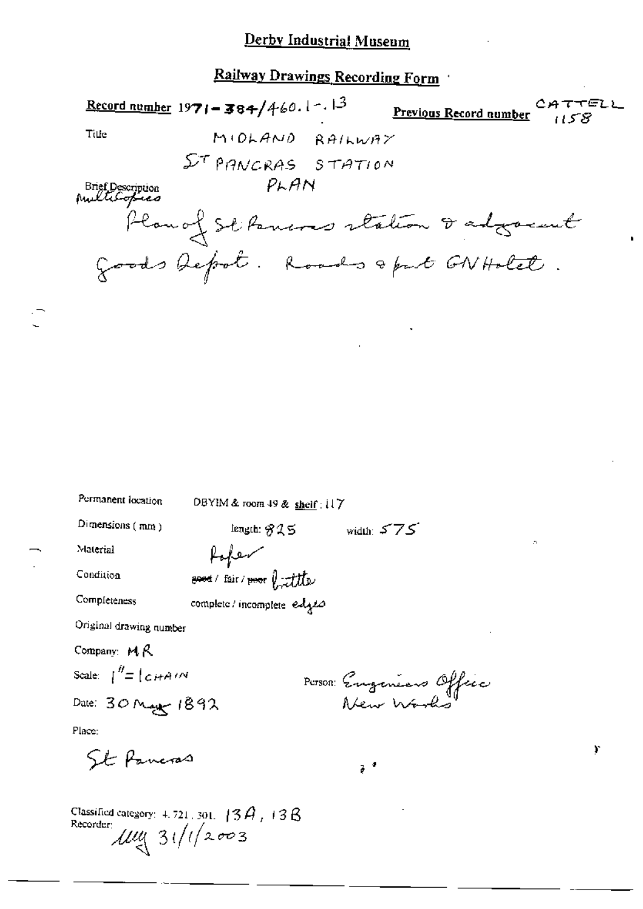# Derby Industrial Museum

## Railway Drawings Recording Form

**Record number** 1971-384/460.1-.13 **Previous Record number** CATTELL 1158

Title MIDLAND RAILWAY

ST PANCRAS STATION

PLAN

Brief Description Multicopies

Plan of St Pancras station & adjacent Goods Depot. Roads & part GN Hotel.

Permanent location DBYIM & room 49 & shelf : 117

Dimensions (mm) length: 825 width: 575

Material Paper

Condition ~~good~~ / fair / ~~poor~~ brittle

Completeness complete / incomplete edges

Original drawing number

Company: MR

Scale: 1" = 1 CHAIN

Person: Engineers Office New Works

Date: 30 May 1892

Place:

St Pancras

Classified category: 4.721.301. 13A, 13B

Recorder: MM 31/1/2003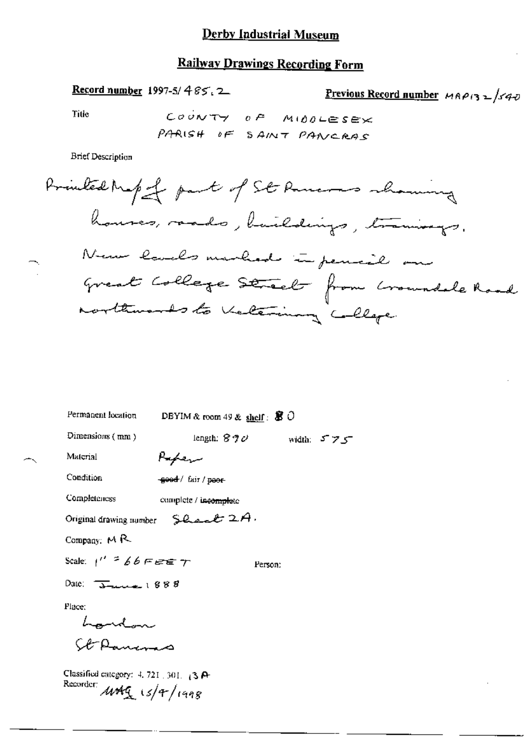# Derby Industrial Museum

## Railway Drawings Recording Form

**Record number** 1997-5/485.2

**Previous Record number** MAP132/540

Title

COUNTY OF MIDDLESEX
PARISH OF SAINT PANCRAS

Brief Description

Printed Map of part of St Pancras showing houses, roads, buildings, tramways. New levels marked in pencil on Great College Street from Crowndale Road northwards to Veterinary College.

Permanent location DBYIM & room 49 & **shelf**: 80

Dimensions (mm) length: 890 width: 575

Material Paper

Condition ~~good~~ / fair / ~~poor~~

Completeness complete / ~~incomplete~~

Original drawing number Sheet 2A.

Company: MR

Scale: 1" = 66 FEET

Person:

Date: June 1888

Place:

London

St Pancras

Classified category: 4.721.301.13A

Recorder: MAG 15/4/1998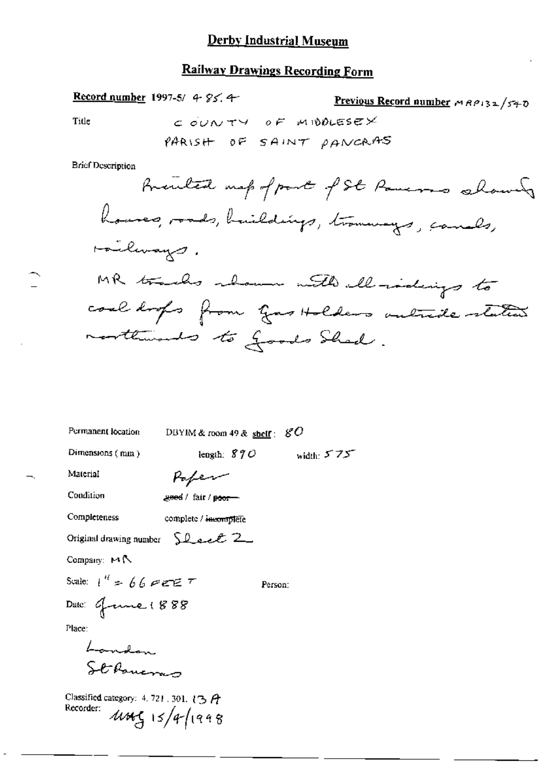# Derby Industrial Museum

## Railway Drawings Recording Form

**Record number** 1997-5/ 485.4 **Previous Record number** MRP132/540

Title COUNTY OF MIDDLESEX
PARISH OF SAINT PANCRAS

Brief Description

Printed map of part of St Pancras showing houses, roads, buildings, tramways, canals, railways.
MR tracks shown with all sidings to coal drops from Gas Holders outside station northwards to Goods Shed.

Permanent location DBYIM & room 49 & shelf: 80

Dimensions (mm) length: 870 width: 575

Material Paper

Condition ~~good~~ / fair / ~~poor~~

Completeness complete / ~~incomplete~~

Original drawing number Sheet 2

Company: MR

Scale: 1" = 66 FEET Person:

Date: June 1888

Place:

London
St Pancras

Classified category: 4. 721. 301. 13 A
Recorder: MAG 15/4/1998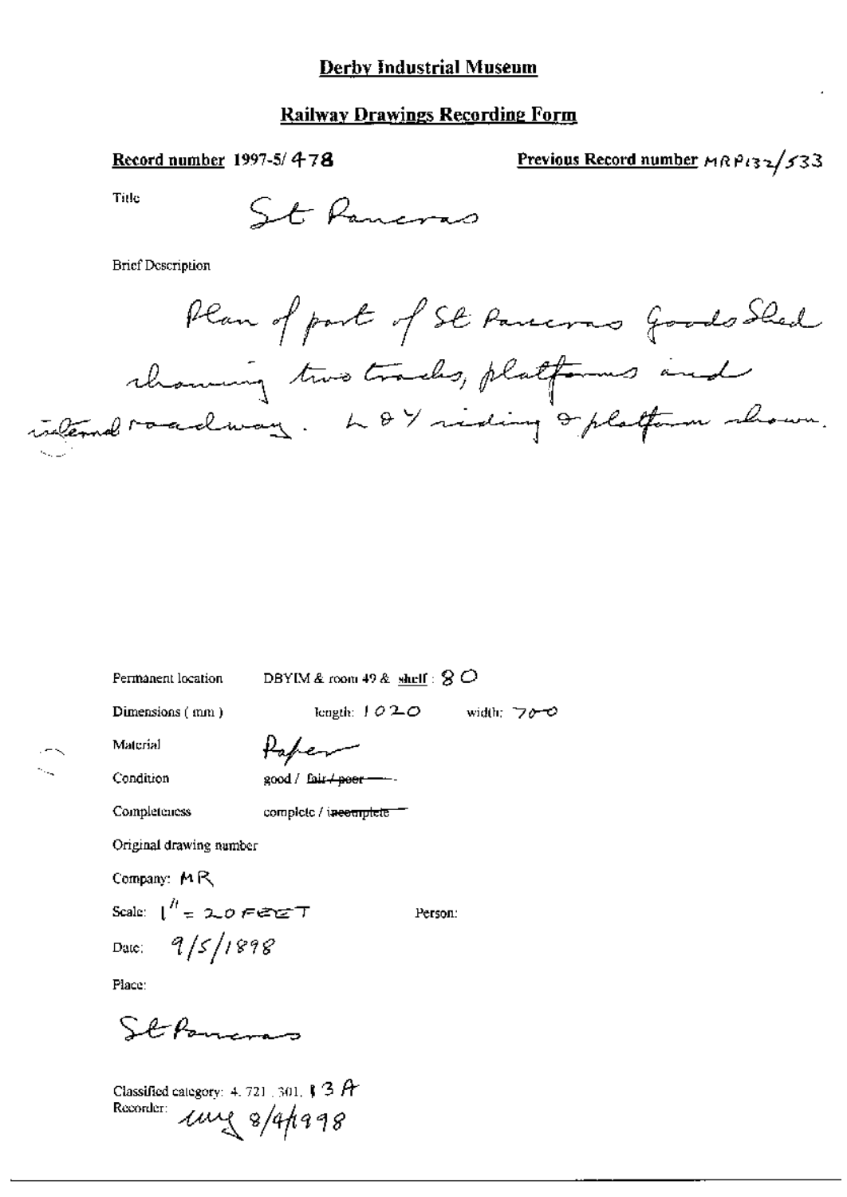# Derby Industrial Museum

## Railway Drawings Recording Form

**Record number** 1997-5/478

**Previous Record number** MRP132/533

Title

St Pancras

Brief Description

Plan of part of St Pancras Goods Shed showing two tracks, platforms and internal roadway. L&Y siding & platform shown.

Permanent location DBYIM & room 49 & shelf : 80

Dimensions (mm) length: 1020 width: 700

Material Paper

Condition good / ~~fair / poor~~

Completeness complete / ~~incomplete~~

Original drawing number

Company: MR

Scale: 1" = 20 FEET

Person:

Date: 9/5/1898

Place:

St Pancras

Classified category: 4. 721 . 301. 13 A

Recorder: ung 8/4/1998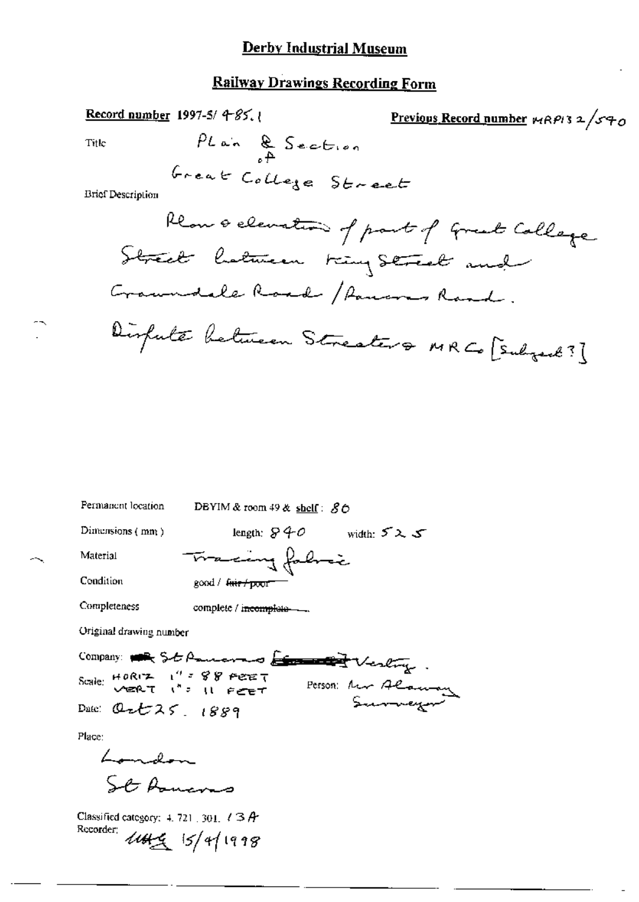# Derby Industrial Museum

## Railway Drawings Recording Form

**Record number** 1997-5/ 485.1

**Previous Record number** MRP132/540

Title: Plan & Section of Great College Street

Brief Description:

Plan & elevation of part of Great College Street between King Street and Crowndale Road / Pancras Road.

Dispute between Streaters & MR Co [Subject?]

Permanent location: DBYIM & room 49 & shelf: 80

Dimensions (mm): length: 840 width: 525

Material: Tracing fabric

Condition: good / ~~fair / poor~~

Completeness: complete / ~~incomplete~~

Original drawing number

Company: St Pancras ~~[illegible]~~ Vestry.

Scale: HORIZ 1" = 88 FEET, VERT 1" = 11 FEET

Person: Mr Alaway Surveyor

Date: Oct 25. 1889

Place:

London

St Pancras

Classified category: 4. 721. 301. 13A

Recorder: MHG 15/4/1998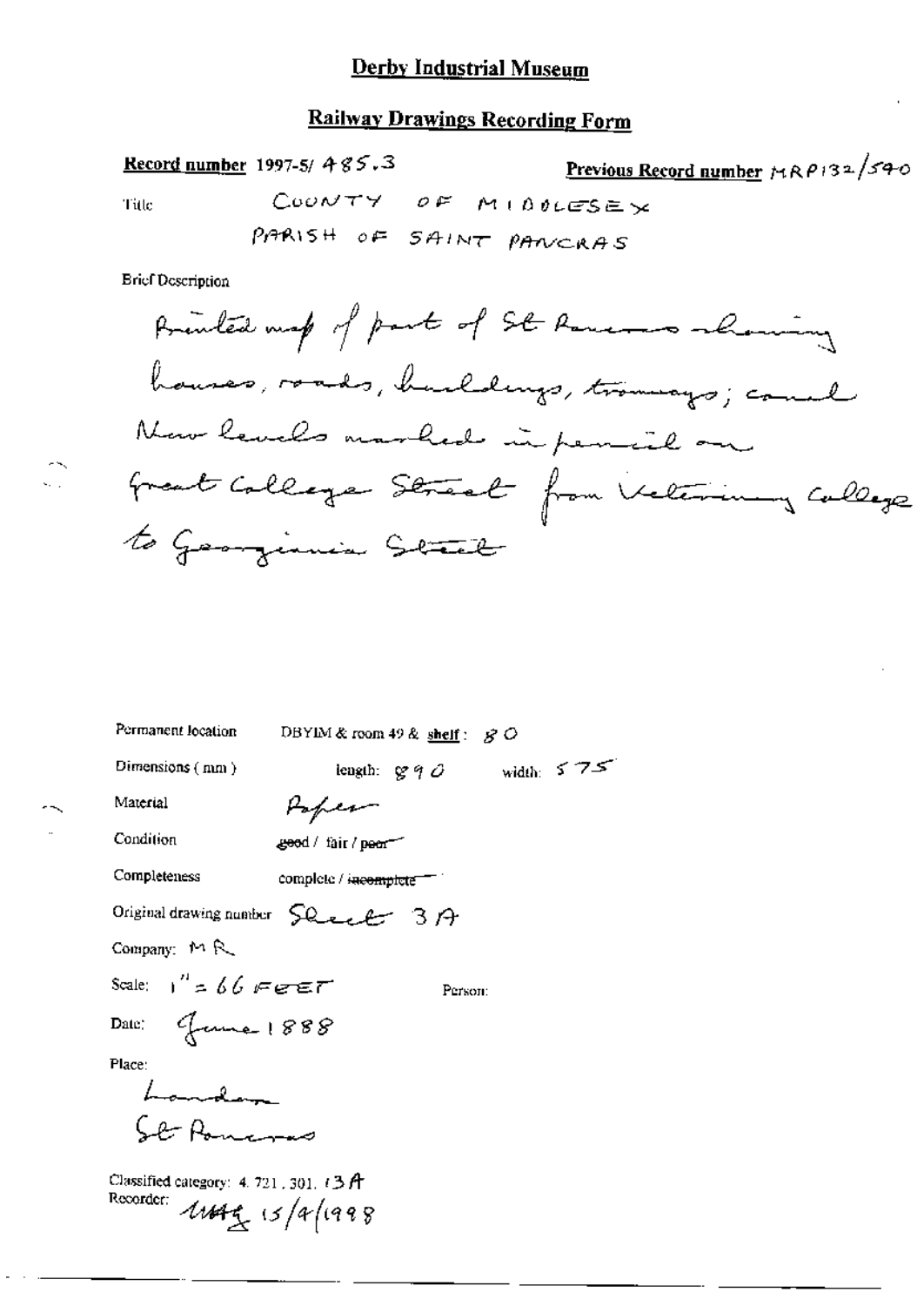# Derby Industrial Museum

## Railway Drawings Recording Form

**Record number** 1997-5/ 485.3

**Previous Record number** MRP132/540

Title: COUNTY OF MIDDLESEX
PARISH OF SAINT PANCRAS

Brief Description

Printed map of part of St Pancras showing houses, roads, buildings, tramways; canal
New levels marked in pencil on Great College Street from Veterinary College to Georgiana Street

Permanent location: DBYIM & room 49 & **shelf**: 80

Dimensions (mm): length: 890 width: 575

Material: Paper

Condition: good / ~~fair / poor~~

Completeness: complete / ~~incomplete~~

Original drawing number: Sheet 3A

Company: MR

Scale: 1" = 66 FEET

Person:

Date: June 1888

Place:
London
St Pancras

Classified category: 4.721.301.13A

Recorder: MMG 15/4/1998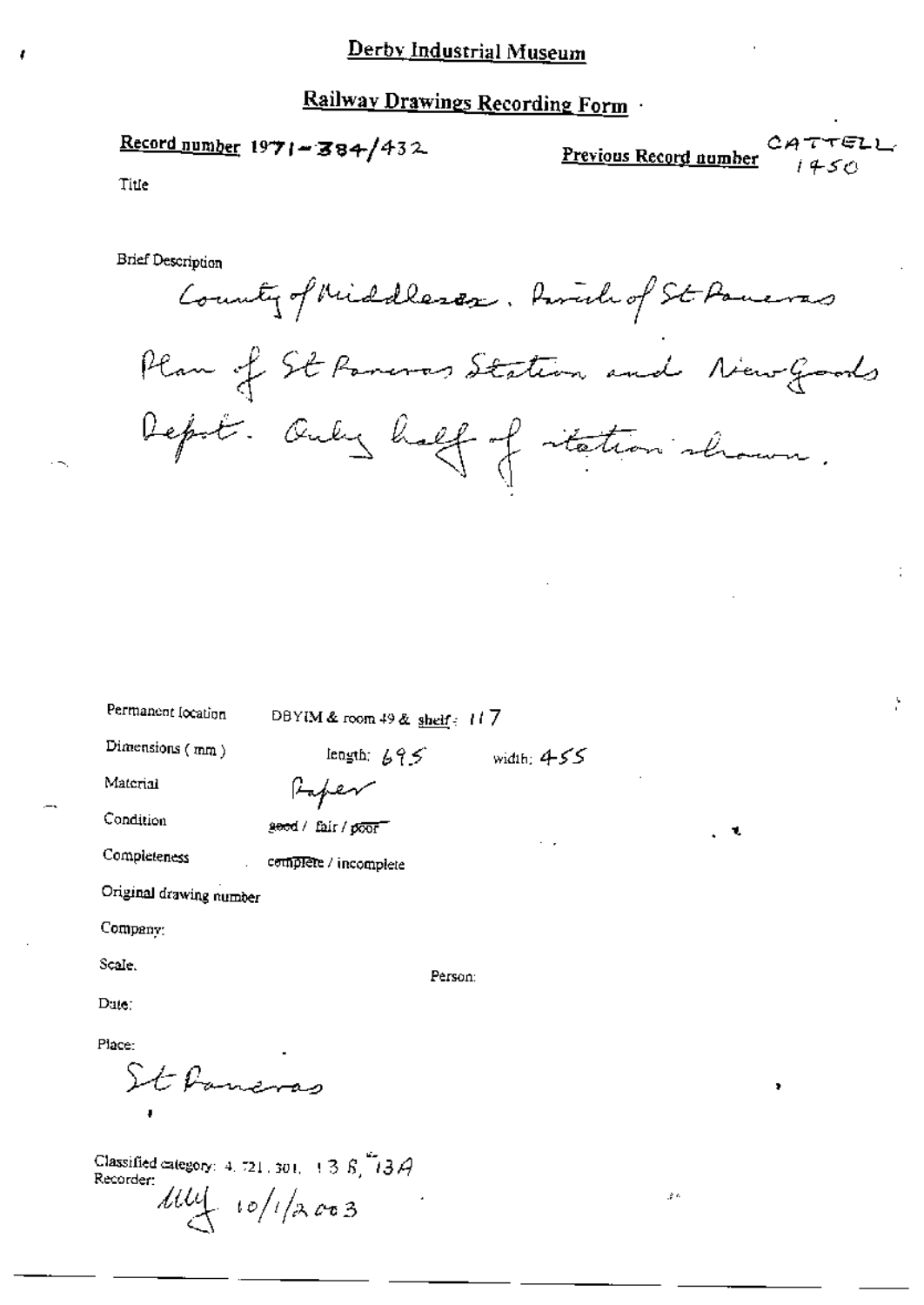# Derby Industrial Museum

## Railway Drawings Recording Form

**Record number** 1971-384/432

**Previous Record number** CATTELL 1450

Title

Brief Description

County of Middlesex. Parish of St Pancras Plan of St Pancras Station and New Goods Depot. Only half of station shown.

Permanent location: DBYIM & room 49 & shelf: 117

Dimensions (mm): length: 695 width: 455

Material: Paper

Condition: ~~good~~ / fair / ~~poor~~

Completeness: ~~complete~~ / incomplete

Original drawing number

Company:

Scale.

Person:

Date:

Place:

St Pancras

Classified category: 4.721.301. 13 B, 13A

Recorder:

MM 10/1/2003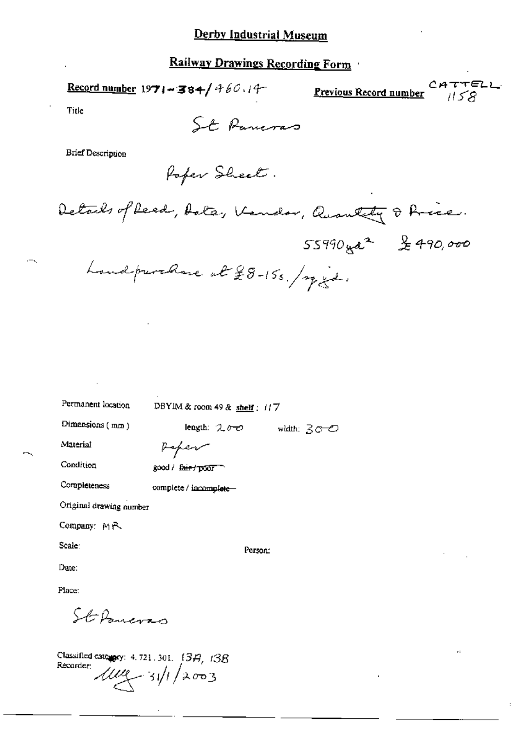# Derby Industrial Museum

## Railway Drawings Recording Form

**Record number** 1971-384/460.14

**Previous Record number** CATTELL 1158

Title

St Pancras

Brief Description

Paper Sheet.

Details of Deed, Date, Vendor, Quantity & Price.

55990 yd² £490,000

Land purchase at £8-15s./sq yd.

Permanent location DBYIM & room 49 & **shelf**: 117

Dimensions (mm) length: 200 width: 300

Material Paper

Condition good / ~~fair / poor~~

Completeness complete / ~~incomplete~~

Original drawing number

Company: MR

Scale: Person:

Date:

Place:

St Pancras

Classified category: 4.721.301. 13A, 13B

Recorder: 31/1/2003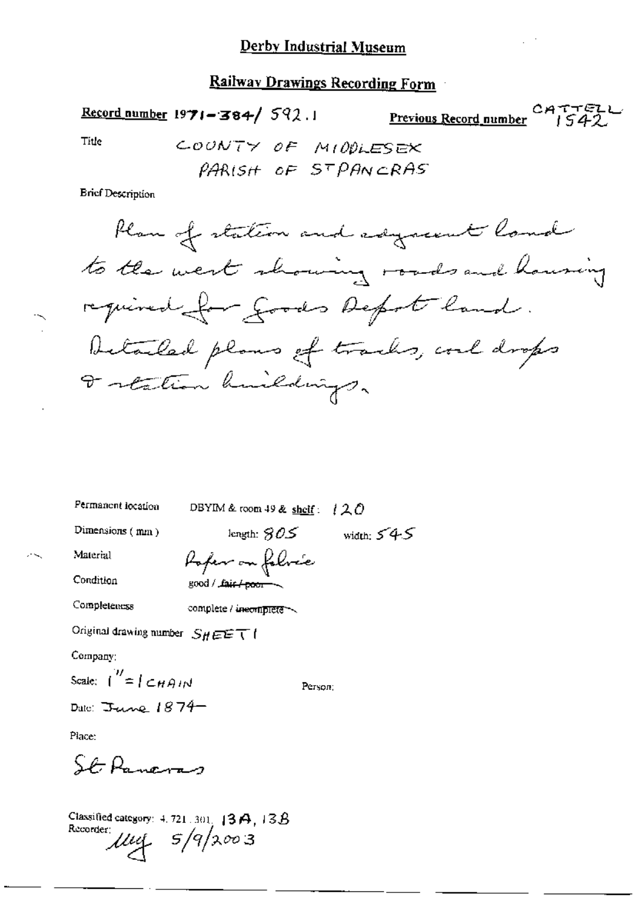# Derby Industrial Museum

## Railway Drawings Recording Form

**Record number** 1971-384/ 592.1 **Previous Record number** CATTELL 1542

Title COUNTY OF MIDDLESEX
PARISH OF ST PANCRAS

Brief Description

Plan of station and adjacent land to the west showing roads and housing required for Goods Depot land. Detailed plans of tracks, coal drops & station buildings.

Permanent location DBYIM & room 49 & shelf: 120

Dimensions (mm) length: 805 width: 545

Material Paper on fabric

Condition good / ~~fair / poor~~

Completeness complete / ~~incomplete~~

Original drawing number SHEET 1

Company:

Scale: 1" = 1 CHAIN Person:

Date: June 1874

Place:

St Pancras

Classified category: 4.721.301. 13A, 13B
Recorder: uuf 5/9/2003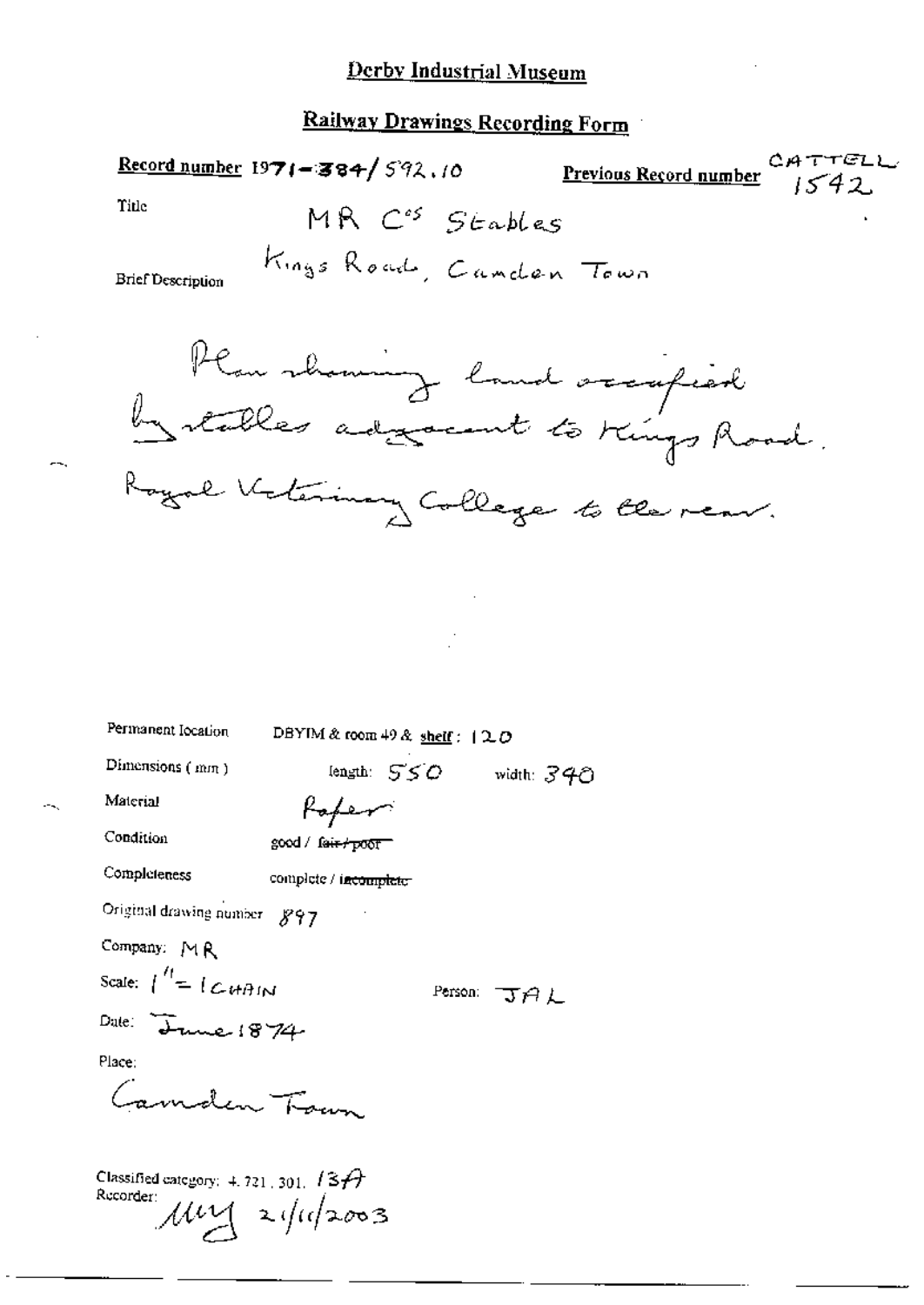# Derby Industrial Museum

## Railway Drawings Recording Form

**Record number** 1971-384/592.10

**Previous Record number** CATTELL 1542

Title: MR C^os Stables

Brief Description: Kings Road, Camden Town

Plan showing land occupied by stables adjacent to Kings Road. Royal Veterinary College to the rear.

Permanent location: DBYIM & room 49 & shelf: 120

Dimensions (mm): length: 550 width: 340

Material: Paper

Condition: good / ~~fair / poor~~

Completeness: complete / ~~incomplete~~

Original drawing number: 897

Company: MR

Scale: 1" = 1 CHAIN

Person: JAL

Date: June 1874

Place: Camden Town

Classified category: 4.721.301. 13A

Recorder: MM 21/11/2003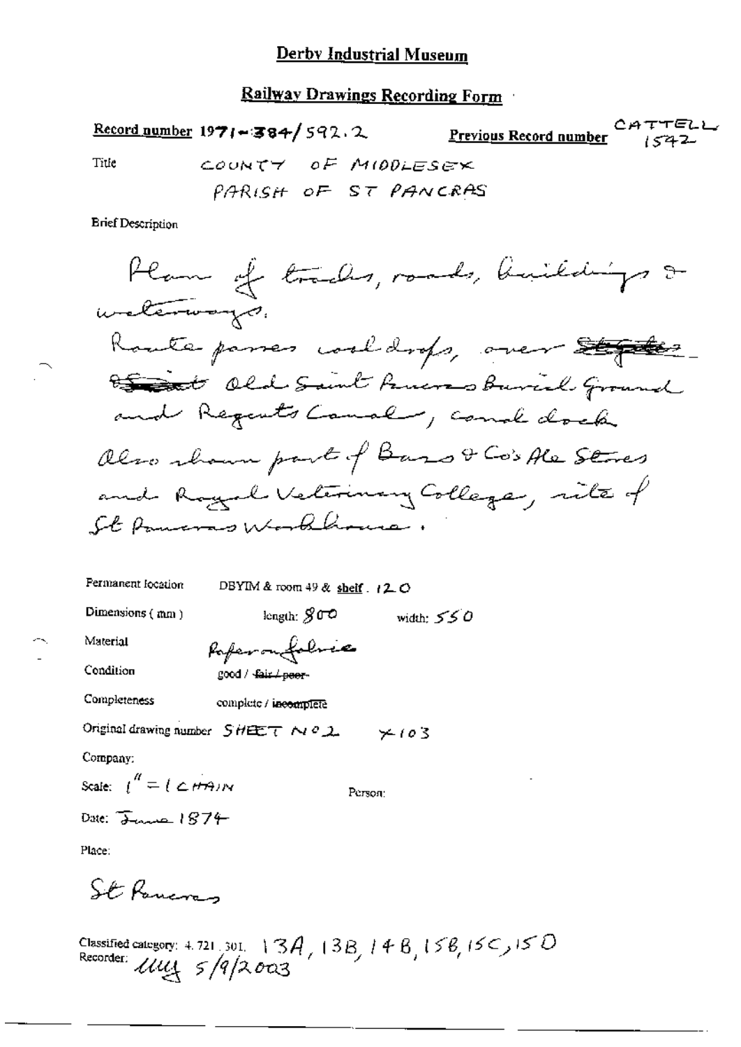# Derby Industrial Museum

## Railway Drawings Recording Form

**Record number** 1971-384/592.2 **Previous Record number** CATTELL 1542

Title COUNTY OF MIDDLESEX
PARISH OF ST PANCRAS

Brief Description

Plan of tracks, roads, buildings & waterways.
Route passes coal drops, over ~~Stopped~~ ~~Saint~~ Old Saint Pancras Burial Ground and Regents Canal, canal dock.
Also shown part of Bass & Co's Ale Stores and Royal Veterinary College, site of St Pancras Workhouse.

Permanent location DBYIM & room 49 & shelf. 120

Dimensions (mm) length: 800 width: 550

Material Paper on fabric

Condition good / ~~fair / poor~~

Completeness complete / ~~incomplete~~

Original drawing number SHEET NO 2 X103

Company:

Scale: 1" = 1 CHAIN

Person:

Date: June 1874

Place:

St Pancras

Classified category: 4.721.301. 13A, 13B, 14B, 15B, 15C, 15D

Recorder: uug 5/9/2003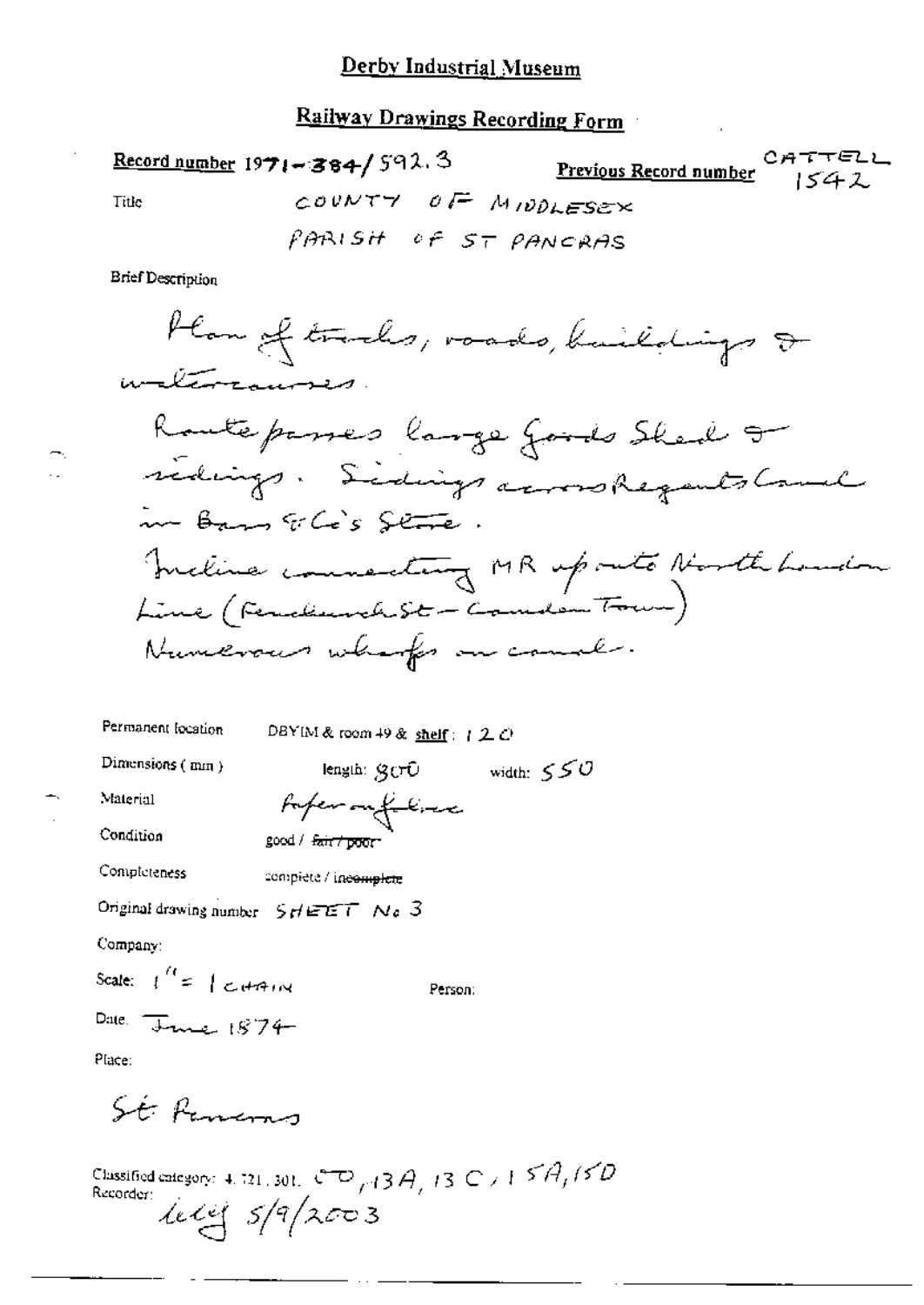# Derby Industrial Museum

## Railway Drawings Recording Form

**Record number** 1971-384/592.3

**Previous Record number** CATTELL 1542

Title: COUNTY OF MIDDLESEX
PARISH OF ST PANCRAS

Brief Description

Plan of tracks, roads, buildings & watercourses.

Route passes large Goods Shed & sidings. Sidings across Regents Canal in Bass & Co's Store.

Incline connecting MR up onto North London Line (Fenchurch St – Camden Town)

Numerous wharfs on canal.

Permanent location: DBYIM & room 49 & shelf: 120

Dimensions (mm): length: 800 width: 550

Material: Paper on fabric

Condition: good / ~~fair / poor~~

Completeness: complete / ~~incomplete~~

Original drawing number: SHEET No 3

Company:

Scale: 1" = 1 CHAIN

Person:

Date: June 1874

Place:

St Pancras

Classified category: 4.721.301. 00, 13A, 13C, 15A, 15D

Recorder: lebg 5/9/2003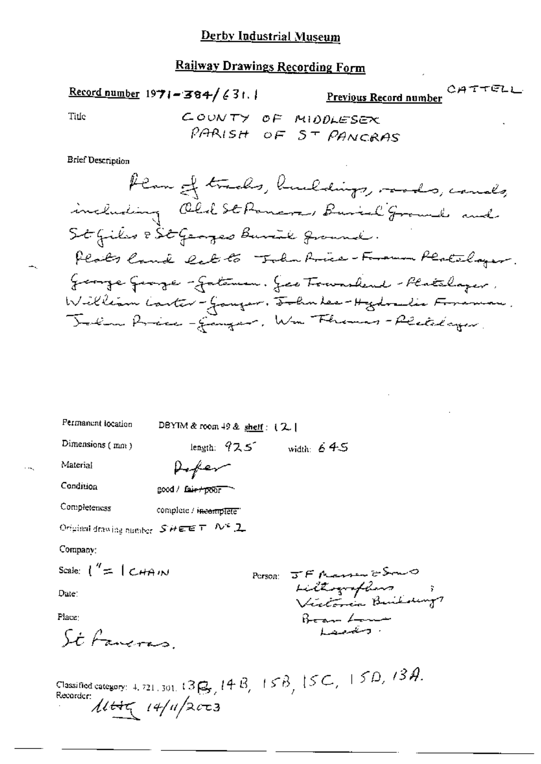# Derby Industrial Museum

## Railway Drawings Recording Form

**Record number** 1971-384/631.1

**Previous Record number** CATTELL

Title: COUNTY OF MIDDLESEX
PARISH OF ST PANCRAS

Brief Description

Plan of tracks, buildings, roads, canals, including Old St Pancras Burial Ground and St Giles & St Georges Burial Ground.
Plots land let to John Price - Foreman Platelayer. George George - Gateman. Geo Townshend - Platelayer. William Carter - Ganger. John Lee - Hydraulic Foreman. John Price - Ganger. Wm Thomas - Platelayer.

Permanent location: DBYIM & room 49 & shelf: 121

Dimensions (mm): length: 925 width: 645

Material: Paper

Condition: good / ~~fair / poor~~

Completeness: complete / ~~incomplete~~

Original drawing number: SHEET No 2

Company:

Scale: 1" = 1 CHAIN

Person: J F Masser & Sons
Lithographers ;
Victoria Buildings
Bean Lane
Leeds.

Date:

Place:
St Pancras.

Classified category: 4.721.301. 13B, 14B, 15B, 15C, 15D, 13A.

Recorder: MHG 14/11/2003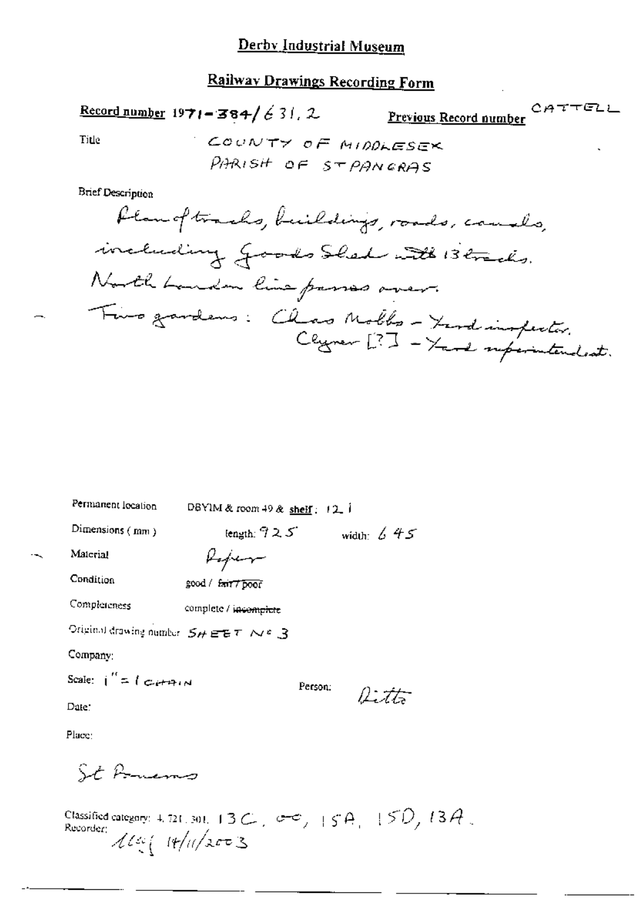# Derby Industrial Museum

## Railway Drawings Recording Form

**Record number** 1971-384/631, 2

**Previous Record number** CATTELL

Title

COUNTY OF MIDDLESEX
PARISH OF ST PANCRAS

Brief Description

Plan of tracks, buildings, roads, canals, including Goods Shed with 13 tracks. North London line passes over. Two gardens: Chas Mobbs - Yard inspector, Clymer [?] - Yard superintendent.

Permanent location DBYIM & room 49 & shelf: 12.1

Dimensions (mm) length: 925 width: 645

Material Paper

Condition good / ~~fair / poor~~

Completeness complete / ~~incomplete~~

Original drawing number SHEET No 3

Company:

Scale: 1" = 1 CHAIN

Person: Ditto

Date:

Place:

St Pancras

Classified category: 4.721.301, 13C, oo, 15A, 15D, 13A.

Recorder: 14/11/2003